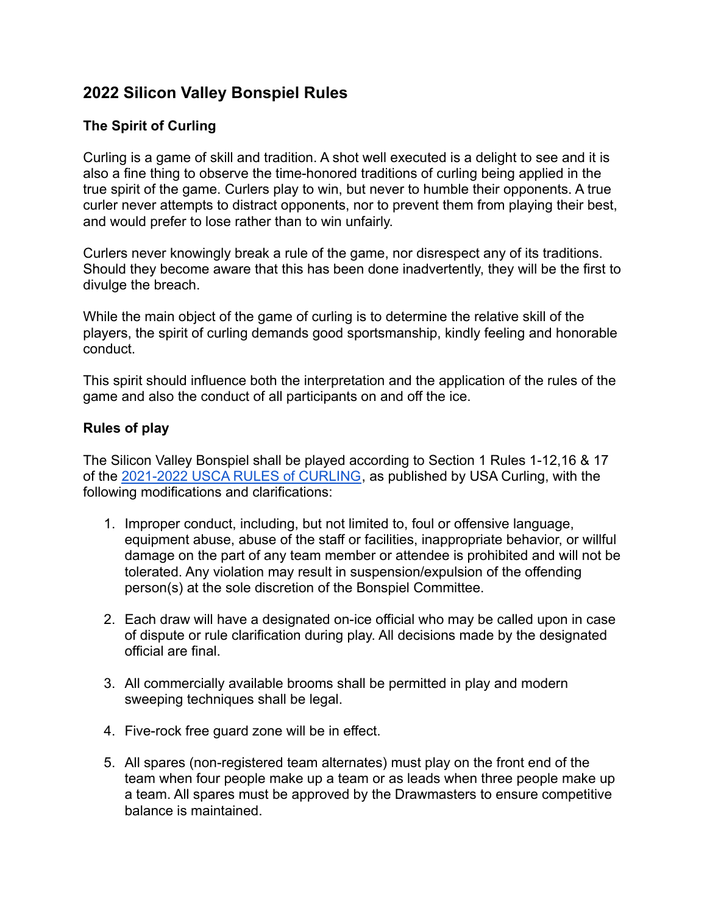# 2022 Silicon Valley Bonspiel Rules

## The Spirit of Curling

Curling is a game of skill and tradition. A shot well executed is a delight to see and it is also a fine thing to observe the time-honored traditions of curling being applied in the true spirit of the game. Curlers play to win, but never to humble their opponents. A true curler never attempts to distract opponents, nor to prevent them from playing their best, and would prefer to lose rather than to win unfairly.

Curlers never knowingly break a rule of the game, nor disrespect any of its traditions. Should they become aware that this has been done inadvertently, they will be the first to divulge the breach.

While the main object of the game of curling is to determine the relative skill of the players, the spirit of curling demands good sportsmanship, kindly feeling and honorable conduct.

This spirit should influence both the interpretation and the application of the rules of the game and also the conduct of all participants on and off the ice.

## Rules of play

The Silicon Valley Bonspiel shall be played according to Section 1 Rules 1-12,16 & 17 of the 2021-2022 USCA RULES of CURLING, as published by USA Curling, with the following modifications and clarifications:

1. Improper conduct, including, but not limited to, foul or offensive language, equipment abuse, abuse of the staff or facilities, inappropriate behavior, or willful damage on the part of any team member or attendee is prohibited and will not be tolerated. Any violation may result in suspension/expulsion of the offending person(s) at the sole discretion of the Bonspiel Committee.

2. Each draw will have a designated on-ice official who may be called upon in case of dispute or rule clarification during play. All decisions made by the designated official are final.

3. All commercially available brooms shall be permitted in play and modern sweeping techniques shall be legal.

4. Five-rock free guard zone will be in effect.

5. All spares (non-registered team alternates) must play on the front end of the team when four people make up a team or as leads when three people make up a team. All spares must be approved by the Drawmasters to ensure competitive balance is maintained.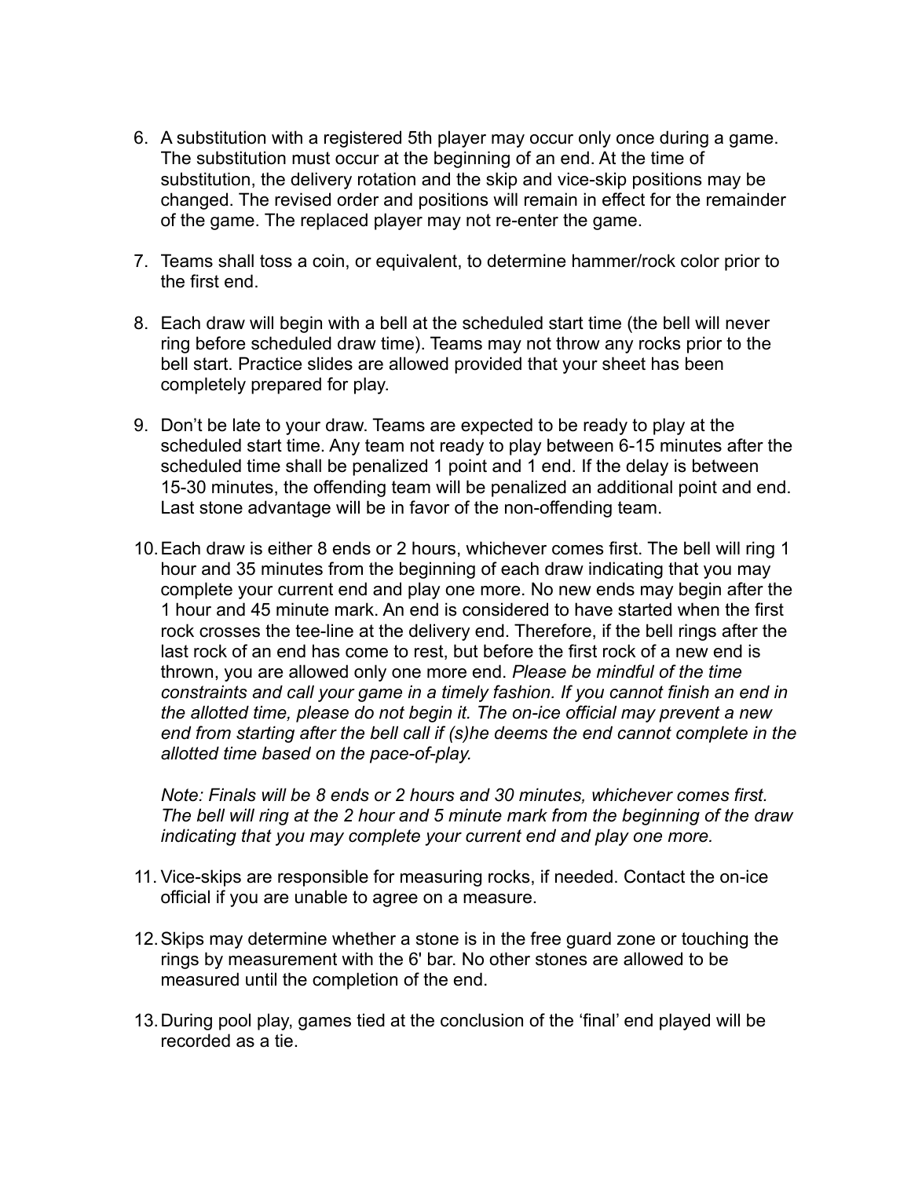6. A substitution with a registered 5th player may occur only once during a game. The substitution must occur at the beginning of an end. At the time of substitution, the delivery rotation and the skip and vice-skip positions may be changed. The revised order and positions will remain in effect for the remainder of the game. The replaced player may not re-enter the game.

7. Teams shall toss a coin, or equivalent, to determine hammer/rock color prior to the first end.

8. Each draw will begin with a bell at the scheduled start time (the bell will never ring before scheduled draw time). Teams may not throw any rocks prior to the bell start. Practice slides are allowed provided that your sheet has been completely prepared for play.

9. Don't be late to your draw. Teams are expected to be ready to play at the scheduled start time. Any team not ready to play between 6-15 minutes after the scheduled time shall be penalized 1 point and 1 end. If the delay is between 15-30 minutes, the offending team will be penalized an additional point and end. Last stone advantage will be in favor of the non-offending team.

10. Each draw is either 8 ends or 2 hours, whichever comes first. The bell will ring 1 hour and 35 minutes from the beginning of each draw indicating that you may complete your current end and play one more. No new ends may begin after the 1 hour and 45 minute mark. An end is considered to have started when the first rock crosses the tee-line at the delivery end. Therefore, if the bell rings after the last rock of an end has come to rest, but before the first rock of a new end is thrown, you are allowed only one more end. *Please be mindful of the time constraints and call your game in a timely fashion. If you cannot finish an end in the allotted time, please do not begin it. The on-ice official may prevent a new end from starting after the bell call if (s)he deems the end cannot complete in the allotted time based on the pace-of-play.*

    *Note: Finals will be 8 ends or 2 hours and 30 minutes, whichever comes first. The bell will ring at the 2 hour and 5 minute mark from the beginning of the draw indicating that you may complete your current end and play one more.*

11. Vice-skips are responsible for measuring rocks, if needed. Contact the on-ice official if you are unable to agree on a measure.

12. Skips may determine whether a stone is in the free guard zone or touching the rings by measurement with the 6' bar. No other stones are allowed to be measured until the completion of the end.

13. During pool play, games tied at the conclusion of the 'final' end played will be recorded as a tie.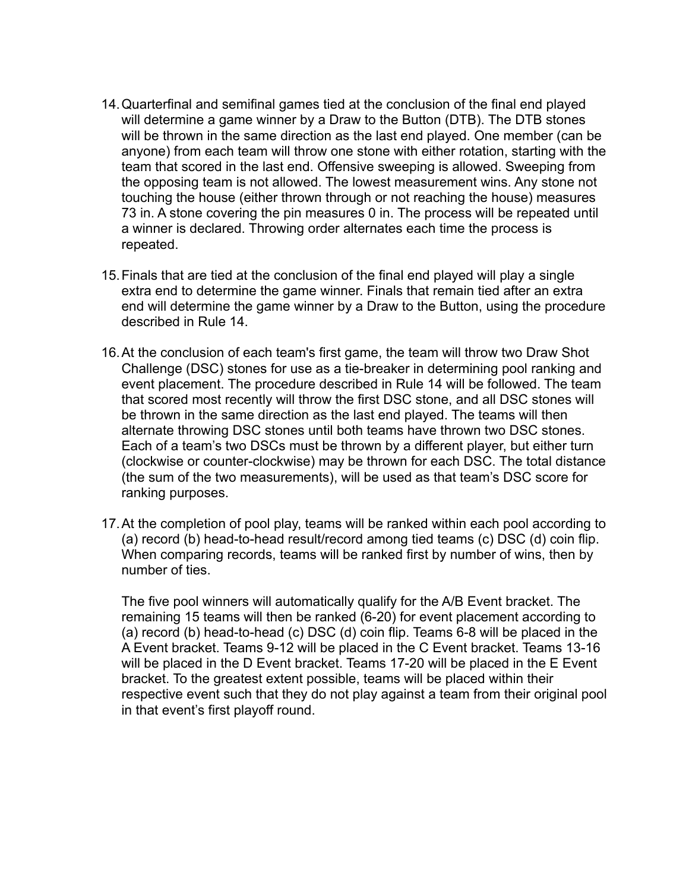14. Quarterfinal and semifinal games tied at the conclusion of the final end played will determine a game winner by a Draw to the Button (DTB). The DTB stones will be thrown in the same direction as the last end played. One member (can be anyone) from each team will throw one stone with either rotation, starting with the team that scored in the last end. Offensive sweeping is allowed. Sweeping from the opposing team is not allowed. The lowest measurement wins. Any stone not touching the house (either thrown through or not reaching the house) measures 73 in. A stone covering the pin measures 0 in. The process will be repeated until a winner is declared. Throwing order alternates each time the process is repeated.

15. Finals that are tied at the conclusion of the final end played will play a single extra end to determine the game winner. Finals that remain tied after an extra end will determine the game winner by a Draw to the Button, using the procedure described in Rule 14.

16. At the conclusion of each team's first game, the team will throw two Draw Shot Challenge (DSC) stones for use as a tie-breaker in determining pool ranking and event placement. The procedure described in Rule 14 will be followed. The team that scored most recently will throw the first DSC stone, and all DSC stones will be thrown in the same direction as the last end played. The teams will then alternate throwing DSC stones until both teams have thrown two DSC stones. Each of a team's two DSCs must be thrown by a different player, but either turn (clockwise or counter-clockwise) may be thrown for each DSC. The total distance (the sum of the two measurements), will be used as that team's DSC score for ranking purposes.

17. At the completion of pool play, teams will be ranked within each pool according to (a) record (b) head-to-head result/record among tied teams (c) DSC (d) coin flip. When comparing records, teams will be ranked first by number of wins, then by number of ties.

    The five pool winners will automatically qualify for the A/B Event bracket. The remaining 15 teams will then be ranked (6-20) for event placement according to (a) record (b) head-to-head (c) DSC (d) coin flip. Teams 6-8 will be placed in the A Event bracket. Teams 9-12 will be placed in the C Event bracket. Teams 13-16 will be placed in the D Event bracket. Teams 17-20 will be placed in the E Event bracket. To the greatest extent possible, teams will be placed within their respective event such that they do not play against a team from their original pool in that event's first playoff round.